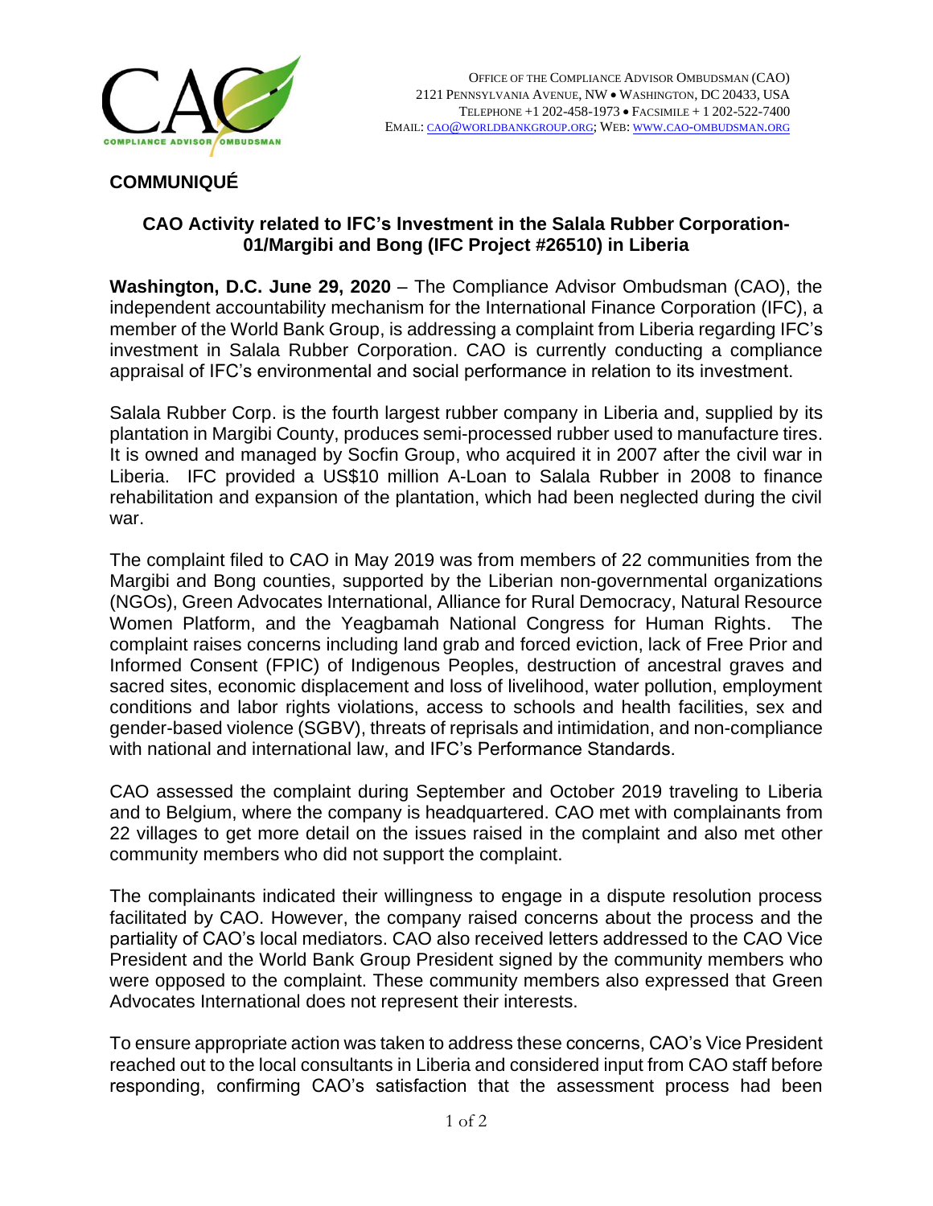OFFICE OF THE COMPLIANCE ADVISOR OMBUDSMAN (CAO)
2121 PENNSYLVANIA AVENUE, NW • WASHINGTON, DC 20433, USA
TELEPHONE +1 202-458-1973 • FACSIMILE + 1 202-522-7400
EMAIL: CAO@WORLDBANKGROUP.ORG; WEB: WWW.CAO-OMBUDSMAN.ORG

## COMMUNIQUÉ

### CAO Activity related to IFC's Investment in the Salala Rubber Corporation-01/Margibi and Bong (IFC Project #26510) in Liberia

**Washington, D.C. June 29, 2020** – The Compliance Advisor Ombudsman (CAO), the independent accountability mechanism for the International Finance Corporation (IFC), a member of the World Bank Group, is addressing a complaint from Liberia regarding IFC's investment in Salala Rubber Corporation. CAO is currently conducting a compliance appraisal of IFC's environmental and social performance in relation to its investment.

Salala Rubber Corp. is the fourth largest rubber company in Liberia and, supplied by its plantation in Margibi County, produces semi-processed rubber used to manufacture tires. It is owned and managed by Socfin Group, who acquired it in 2007 after the civil war in Liberia. IFC provided a US$10 million A-Loan to Salala Rubber in 2008 to finance rehabilitation and expansion of the plantation, which had been neglected during the civil war.

The complaint filed to CAO in May 2019 was from members of 22 communities from the Margibi and Bong counties, supported by the Liberian non-governmental organizations (NGOs), Green Advocates International, Alliance for Rural Democracy, Natural Resource Women Platform, and the Yeagbamah National Congress for Human Rights. The complaint raises concerns including land grab and forced eviction, lack of Free Prior and Informed Consent (FPIC) of Indigenous Peoples, destruction of ancestral graves and sacred sites, economic displacement and loss of livelihood, water pollution, employment conditions and labor rights violations, access to schools and health facilities, sex and gender-based violence (SGBV), threats of reprisals and intimidation, and non-compliance with national and international law, and IFC's Performance Standards.

CAO assessed the complaint during September and October 2019 traveling to Liberia and to Belgium, where the company is headquartered. CAO met with complainants from 22 villages to get more detail on the issues raised in the complaint and also met other community members who did not support the complaint.

The complainants indicated their willingness to engage in a dispute resolution process facilitated by CAO. However, the company raised concerns about the process and the partiality of CAO's local mediators. CAO also received letters addressed to the CAO Vice President and the World Bank Group President signed by the community members who were opposed to the complaint. These community members also expressed that Green Advocates International does not represent their interests.

To ensure appropriate action was taken to address these concerns, CAO's Vice President reached out to the local consultants in Liberia and considered input from CAO staff before responding, confirming CAO's satisfaction that the assessment process had been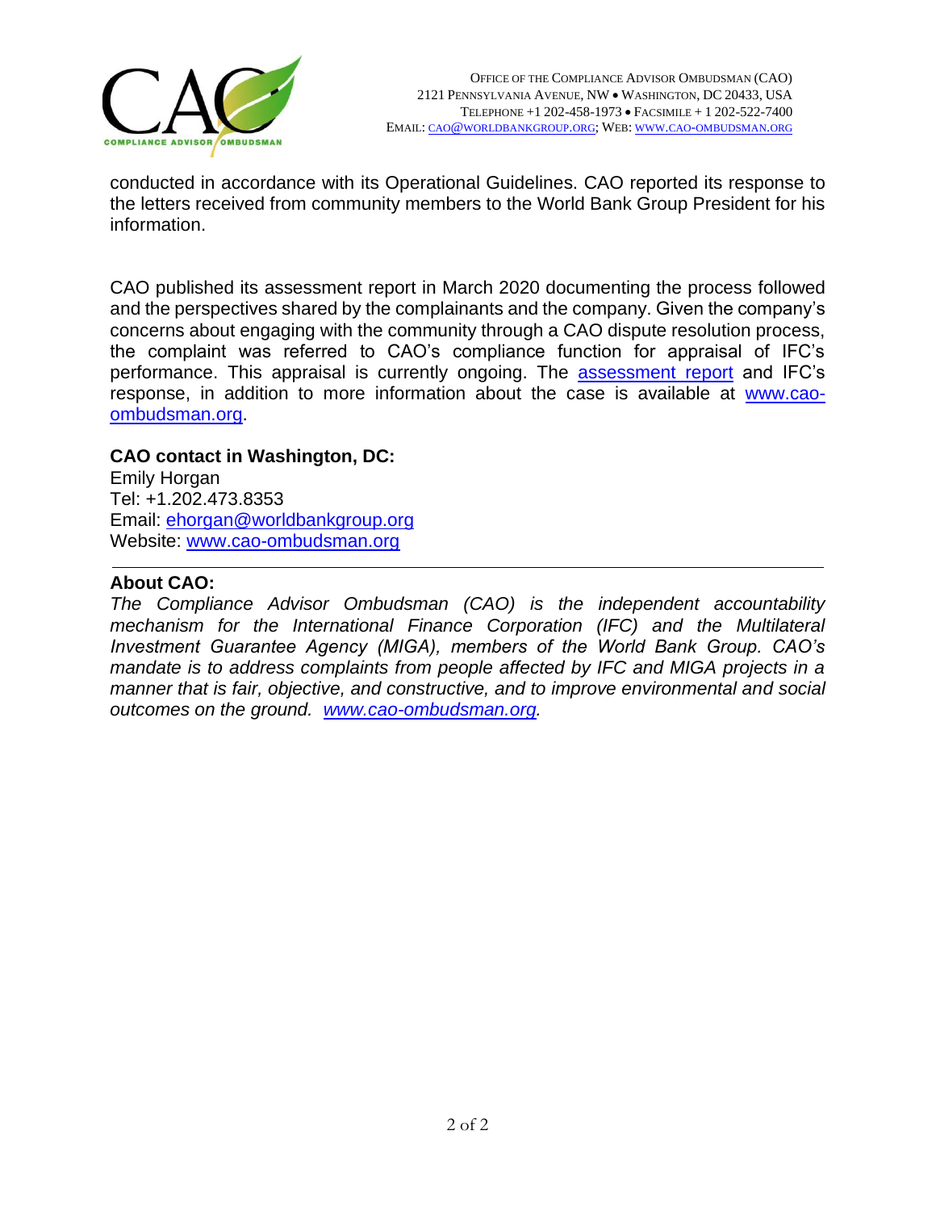conducted in accordance with its Operational Guidelines. CAO reported its response to the letters received from community members to the World Bank Group President for his information.

CAO published its assessment report in March 2020 documenting the process followed and the perspectives shared by the complainants and the company. Given the company's concerns about engaging with the community through a CAO dispute resolution process, the complaint was referred to CAO's compliance function for appraisal of IFC's performance. This appraisal is currently ongoing. The assessment report and IFC's response, in addition to more information about the case is available at www.cao-ombudsman.org.

**CAO contact in Washington, DC:**
Emily Horgan
Tel: +1.202.473.8353
Email: ehorgan@worldbankgroup.org
Website: www.cao-ombudsman.org

---

**About CAO:**
*The Compliance Advisor Ombudsman (CAO) is the independent accountability mechanism for the International Finance Corporation (IFC) and the Multilateral Investment Guarantee Agency (MIGA), members of the World Bank Group. CAO's mandate is to address complaints from people affected by IFC and MIGA projects in a manner that is fair, objective, and constructive, and to improve environmental and social outcomes on the ground. www.cao-ombudsman.org.*